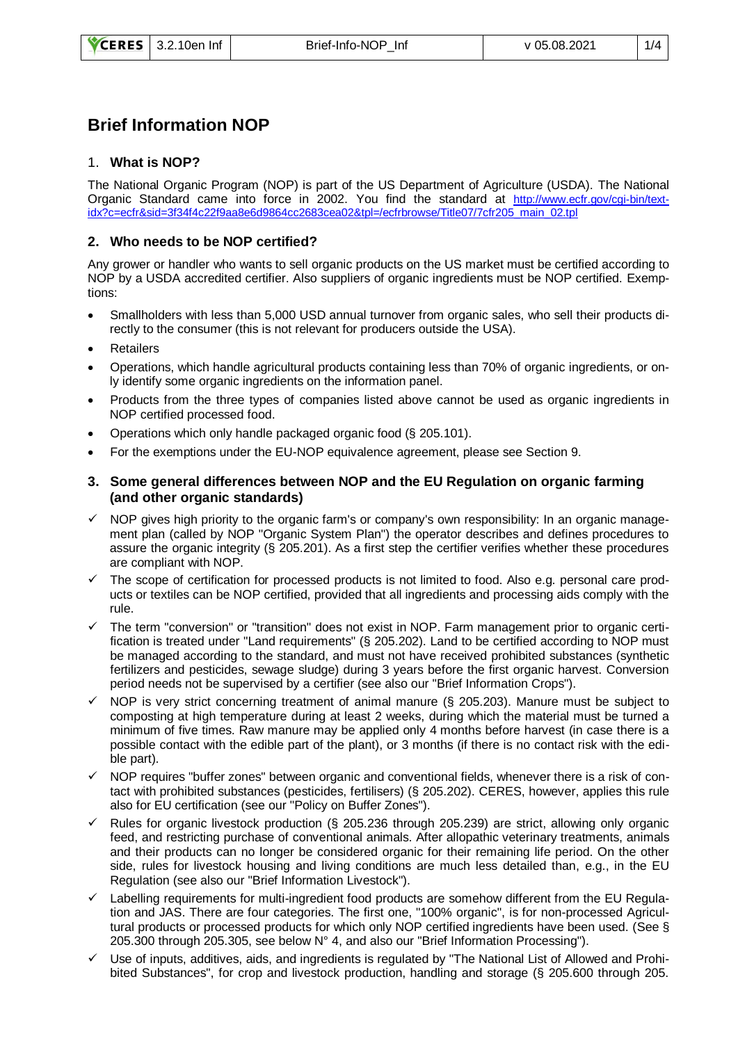# Brief Information NOP

## 1. What is NOP?

The National Organic Program (NOP) is part of the US Department of Agriculture (USDA). The National Organic Standard came into force in 2002. You find the standard at http://www.ecfr.gov/cgi-bin/text-idx?c=ecfr&sid=3f34f4c22f9aa8e6d9864cc2683cea02&tpl=/ecfrbrowse/Title07/7cfr205_main_02.tpl

## 2. Who needs to be NOP certified?

Any grower or handler who wants to sell organic products on the US market must be certified according to NOP by a USDA accredited certifier. Also suppliers of organic ingredients must be NOP certified. Exemptions:

- Smallholders with less than 5,000 USD annual turnover from organic sales, who sell their products directly to the consumer (this is not relevant for producers outside the USA).
- Retailers
- Operations, which handle agricultural products containing less than 70% of organic ingredients, or only identify some organic ingredients on the information panel.
- Products from the three types of companies listed above cannot be used as organic ingredients in NOP certified processed food.
- Operations which only handle packaged organic food (§ 205.101).
- For the exemptions under the EU-NOP equivalence agreement, please see Section 9.

## 3. Some general differences between NOP and the EU Regulation on organic farming (and other organic standards)

- ✓ NOP gives high priority to the organic farm's or company's own responsibility: In an organic management plan (called by NOP "Organic System Plan") the operator describes and defines procedures to assure the organic integrity (§ 205.201). As a first step the certifier verifies whether these procedures are compliant with NOP.
- ✓ The scope of certification for processed products is not limited to food. Also e.g. personal care products or textiles can be NOP certified, provided that all ingredients and processing aids comply with the rule.
- ✓ The term "conversion" or "transition" does not exist in NOP. Farm management prior to organic certification is treated under "Land requirements" (§ 205.202). Land to be certified according to NOP must be managed according to the standard, and must not have received prohibited substances (synthetic fertilizers and pesticides, sewage sludge) during 3 years before the first organic harvest. Conversion period needs not be supervised by a certifier (see also our "Brief Information Crops").
- ✓ NOP is very strict concerning treatment of animal manure (§ 205.203). Manure must be subject to composting at high temperature during at least 2 weeks, during which the material must be turned a minimum of five times. Raw manure may be applied only 4 months before harvest (in case there is a possible contact with the edible part of the plant), or 3 months (if there is no contact risk with the edible part).
- ✓ NOP requires "buffer zones" between organic and conventional fields, whenever there is a risk of contact with prohibited substances (pesticides, fertilisers) (§ 205.202). CERES, however, applies this rule also for EU certification (see our "Policy on Buffer Zones").
- ✓ Rules for organic livestock production (§ 205.236 through 205.239) are strict, allowing only organic feed, and restricting purchase of conventional animals. After allopathic veterinary treatments, animals and their products can no longer be considered organic for their remaining life period. On the other side, rules for livestock housing and living conditions are much less detailed than, e.g., in the EU Regulation (see also our "Brief Information Livestock").
- ✓ Labelling requirements for multi-ingredient food products are somehow different from the EU Regulation and JAS. There are four categories. The first one, "100% organic", is for non-processed Agricultural products or processed products for which only NOP certified ingredients have been used. (See § 205.300 through 205.305, see below N° 4, and also our "Brief Information Processing").
- ✓ Use of inputs, additives, aids, and ingredients is regulated by "The National List of Allowed and Prohibited Substances", for crop and livestock production, handling and storage (§ 205.600 through 205.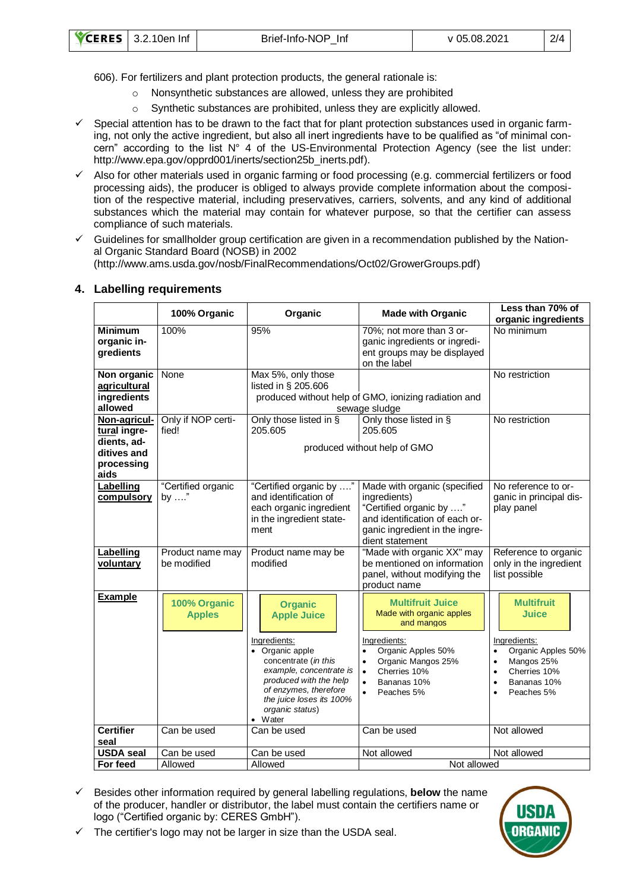606). For fertilizers and plant protection products, the general rationale is:

- Nonsynthetic substances are allowed, unless they are prohibited
- Synthetic substances are prohibited, unless they are explicitly allowed.

- ✓ Special attention has to be drawn to the fact that for plant protection substances used in organic farming, not only the active ingredient, but also all inert ingredients have to be qualified as "of minimal concern" according to the list N° 4 of the US-Environmental Protection Agency (see the list under: http://www.epa.gov/opprd001/inerts/section25b_inerts.pdf).
- ✓ Also for other materials used in organic farming or food processing (e.g. commercial fertilizers or food processing aids), the producer is obliged to always provide complete information about the composition of the respective material, including preservatives, carriers, solvents, and any kind of additional substances which the material may contain for whatever purpose, so that the certifier can assess compliance of such materials.
- ✓ Guidelines for smallholder group certification are given in a recommendation published by the National Organic Standard Board (NOSB) in 2002 (http://www.ams.usda.gov/nosb/FinalRecommendations/Oct02/GrowerGroups.pdf)

## 4. Labelling requirements

| | 100% Organic | Organic | Made with Organic | Less than 70% of organic ingredients |
|---|---|---|---|---|
| **Minimum organic ingredients** | 100% | 95% | 70%; not more than 3 organic ingredients or ingredient groups may be displayed on the label | No minimum |
| **Non organic agricultural ingredients allowed** | None | Max 5%, only those listed in § 205.606<br>produced without help of GMO, ionizing radiation and sewage sludge | produced without help of GMO, ionizing radiation and sewage sludge | No restriction |
| **Non-agricultural ingredients, additives and processing aids** | Only if NOP certified! | Only those listed in § 205.605<br>produced without help of GMO | Only those listed in § 205.605<br>produced without help of GMO | No restriction |
| **Labelling compulsory** | "Certified organic by …." | "Certified organic by …." and identification of each organic ingredient in the ingredient statement | Made with organic (specified ingredients)<br>"Certified organic by …." and identification of each organic ingredient in the ingredient statement | No reference to organic in principal display panel |
| **Labelling voluntary** | Product name may be modified | Product name may be modified | "Made with organic XX" may be mentioned on information panel, without modifying the product name | Reference to organic only in the ingredient list possible |
| **Example** | **100% Organic Apples** | **Organic Apple Juice**<br>Ingredients:<br>• Organic apple concentrate (*in this example, concentrate is produced with the help of enzymes, therefore the juice loses its 100% organic status*)<br>• Water | **Multifruit Juice** Made with organic apples and mangos<br>Ingredients:<br>• Organic Apples 50%<br>• Organic Mangos 25%<br>• Cherries 10%<br>• Bananas 10%<br>• Peaches 5% | **Multifruit Juice**<br>Ingredients:<br>• Organic Apples 50%<br>• Mangos 25%<br>• Cherries 10%<br>• Bananas 10%<br>• Peaches 5% |
| **Certifier seal** | Can be used | Can be used | Can be used | Not allowed |
| **USDA seal** | Can be used | Can be used | Not allowed | Not allowed |
| **For feed** | Allowed | Allowed | Not allowed | Not allowed |

- ✓ Besides other information required by general labelling regulations, **below** the name of the producer, handler or distributor, the label must contain the certifiers name or logo ("Certified organic by: CERES GmbH").
- ✓ The certifier's logo may not be larger in size than the USDA seal.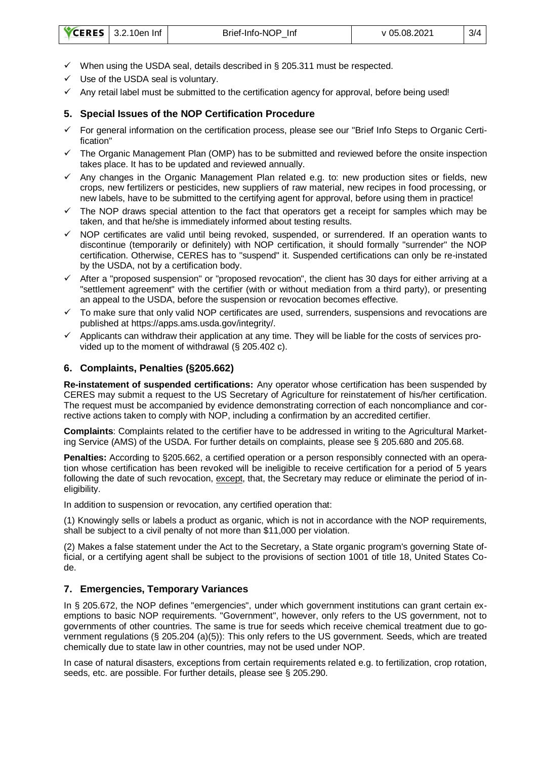- ✓ When using the USDA seal, details described in § 205.311 must be respected.
- ✓ Use of the USDA seal is voluntary.
- ✓ Any retail label must be submitted to the certification agency for approval, before being used!

## 5. Special Issues of the NOP Certification Procedure

- ✓ For general information on the certification process, please see our "Brief Info Steps to Organic Certification"
- ✓ The Organic Management Plan (OMP) has to be submitted and reviewed before the onsite inspection takes place. It has to be updated and reviewed annually.
- ✓ Any changes in the Organic Management Plan related e.g. to: new production sites or fields, new crops, new fertilizers or pesticides, new suppliers of raw material, new recipes in food processing, or new labels, have to be submitted to the certifying agent for approval, before using them in practice!
- ✓ The NOP draws special attention to the fact that operators get a receipt for samples which may be taken, and that he/she is immediately informed about testing results.
- ✓ NOP certificates are valid until being revoked, suspended, or surrendered. If an operation wants to discontinue (temporarily or definitely) with NOP certification, it should formally "surrender" the NOP certification. Otherwise, CERES has to "suspend" it. Suspended certifications can only be re-instated by the USDA, not by a certification body.
- ✓ After a "proposed suspension" or "proposed revocation", the client has 30 days for either arriving at a "settlement agreement" with the certifier (with or without mediation from a third party), or presenting an appeal to the USDA, before the suspension or revocation becomes effective.
- ✓ To make sure that only valid NOP certificates are used, surrenders, suspensions and revocations are published at https://apps.ams.usda.gov/integrity/.
- ✓ Applicants can withdraw their application at any time. They will be liable for the costs of services provided up to the moment of withdrawal (§ 205.402 c).

## 6. Complaints, Penalties (§205.662)

**Re-instatement of suspended certifications:** Any operator whose certification has been suspended by CERES may submit a request to the US Secretary of Agriculture for reinstatement of his/her certification. The request must be accompanied by evidence demonstrating correction of each noncompliance and corrective actions taken to comply with NOP, including a confirmation by an accredited certifier.

**Complaints**: Complaints related to the certifier have to be addressed in writing to the Agricultural Marketing Service (AMS) of the USDA. For further details on complaints, please see § 205.680 and 205.68.

**Penalties:** According to §205.662, a certified operation or a person responsibly connected with an operation whose certification has been revoked will be ineligible to receive certification for a period of 5 years following the date of such revocation, <u>except</u>, that, the Secretary may reduce or eliminate the period of ineligibility.

In addition to suspension or revocation, any certified operation that:

(1) Knowingly sells or labels a product as organic, which is not in accordance with the NOP requirements, shall be subject to a civil penalty of not more than $11,000 per violation.

(2) Makes a false statement under the Act to the Secretary, a State organic program's governing State official, or a certifying agent shall be subject to the provisions of section 1001 of title 18, United States Code.

## 7. Emergencies, Temporary Variances

In § 205.672, the NOP defines "emergencies", under which government institutions can grant certain exemptions to basic NOP requirements. "Government", however, only refers to the US government, not to governments of other countries. The same is true for seeds which receive chemical treatment due to government regulations (§ 205.204 (a)(5)): This only refers to the US government. Seeds, which are treated chemically due to state law in other countries, may not be used under NOP.

In case of natural disasters, exceptions from certain requirements related e.g. to fertilization, crop rotation, seeds, etc. are possible. For further details, please see § 205.290.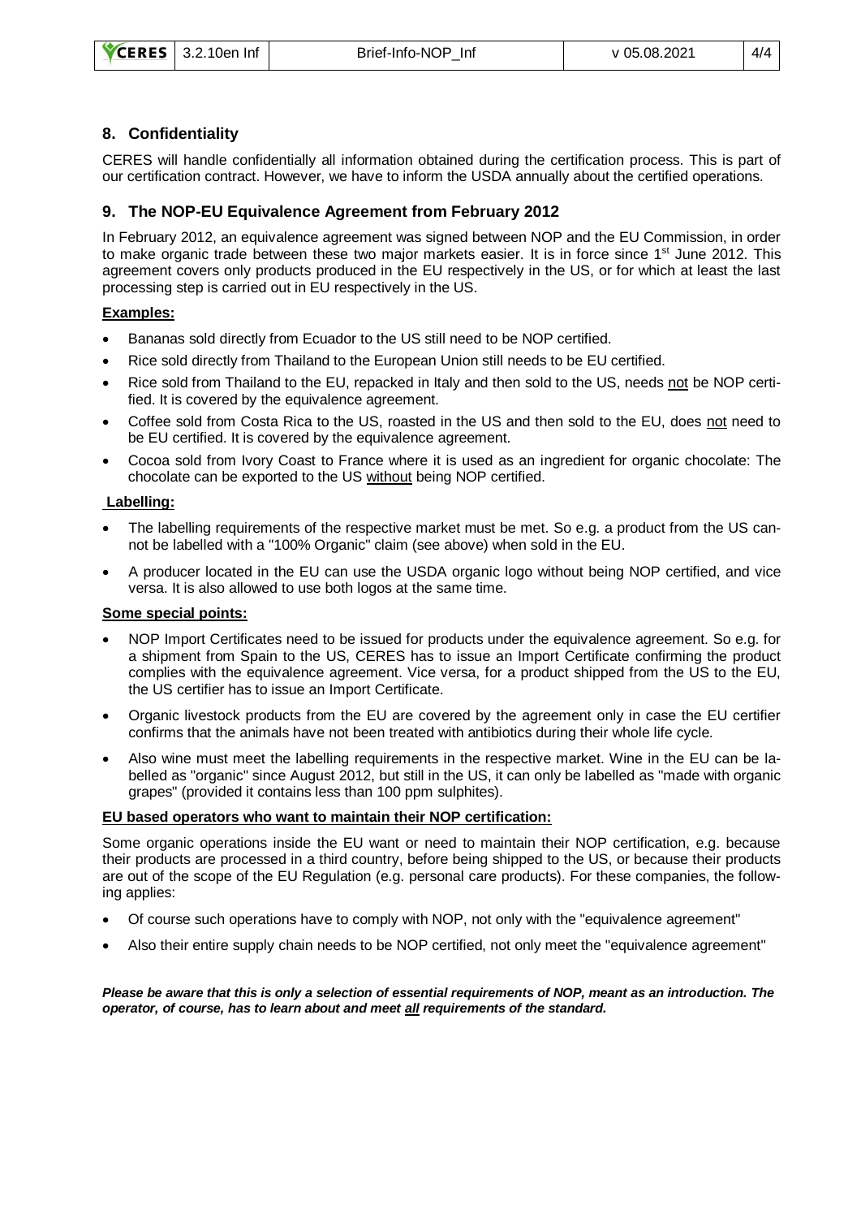## 8. Confidentiality

CERES will handle confidentially all information obtained during the certification process. This is part of our certification contract. However, we have to inform the USDA annually about the certified operations.

## 9. The NOP-EU Equivalence Agreement from February 2012

In February 2012, an equivalence agreement was signed between NOP and the EU Commission, in order to make organic trade between these two major markets easier. It is in force since 1st June 2012. This agreement covers only products produced in the EU respectively in the US, or for which at least the last processing step is carried out in EU respectively in the US.

**Examples:**

- Bananas sold directly from Ecuador to the US still need to be NOP certified.
- Rice sold directly from Thailand to the European Union still needs to be EU certified.
- Rice sold from Thailand to the EU, repacked in Italy and then sold to the US, needs not be NOP certified. It is covered by the equivalence agreement.
- Coffee sold from Costa Rica to the US, roasted in the US and then sold to the EU, does not need to be EU certified. It is covered by the equivalence agreement.
- Cocoa sold from Ivory Coast to France where it is used as an ingredient for organic chocolate: The chocolate can be exported to the US without being NOP certified.

**Labelling:**

- The labelling requirements of the respective market must be met. So e.g. a product from the US cannot be labelled with a "100% Organic" claim (see above) when sold in the EU.
- A producer located in the EU can use the USDA organic logo without being NOP certified, and vice versa. It is also allowed to use both logos at the same time.

**Some special points:**

- NOP Import Certificates need to be issued for products under the equivalence agreement. So e.g. for a shipment from Spain to the US, CERES has to issue an Import Certificate confirming the product complies with the equivalence agreement. Vice versa, for a product shipped from the US to the EU, the US certifier has to issue an Import Certificate.
- Organic livestock products from the EU are covered by the agreement only in case the EU certifier confirms that the animals have not been treated with antibiotics during their whole life cycle.
- Also wine must meet the labelling requirements in the respective market. Wine in the EU can be labelled as "organic" since August 2012, but still in the US, it can only be labelled as "made with organic grapes" (provided it contains less than 100 ppm sulphites).

**EU based operators who want to maintain their NOP certification:**

Some organic operations inside the EU want or need to maintain their NOP certification, e.g. because their products are processed in a third country, before being shipped to the US, or because their products are out of the scope of the EU Regulation (e.g. personal care products). For these companies, the following applies:

- Of course such operations have to comply with NOP, not only with the "equivalence agreement"
- Also their entire supply chain needs to be NOP certified, not only meet the "equivalence agreement"

***Please be aware that this is only a selection of essential requirements of NOP, meant as an introduction. The operator, of course, has to learn about and meet all requirements of the standard.***